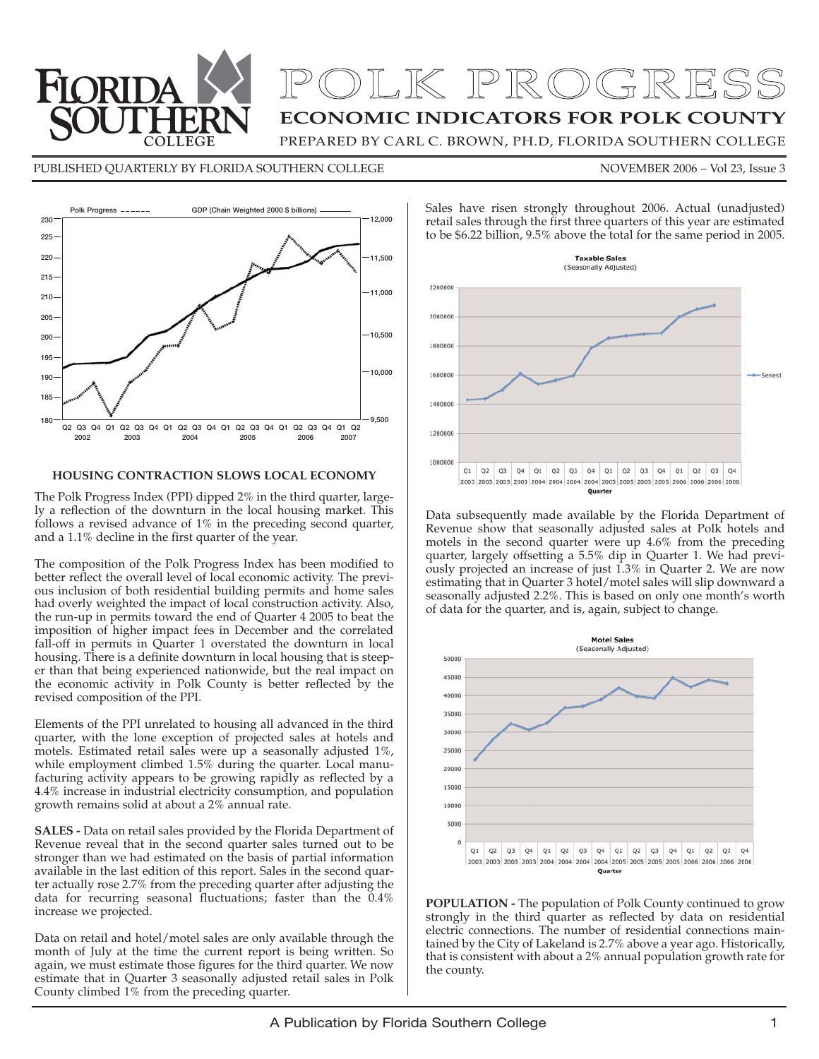# POLK PROGRESS

## ECONOMIC INDICATORS FOR POLK COUNTY

PREPARED BY CARL C. BROWN, PH.D, FLORIDA SOUTHERN COLLEGE

PUBLISHED QUARTERLY BY FLORIDA SOUTHERN COLLEGE — NOVEMBER 2006 – Vol 23, Issue 3

### HOUSING CONTRACTION SLOWS LOCAL ECONOMY

The Polk Progress Index (PPI) dipped 2% in the third quarter, largely a reflection of the downturn in the local housing market. This follows a revised advance of 1% in the preceding second quarter, and a 1.1% decline in the first quarter of the year.

The composition of the Polk Progress Index has been modified to better reflect the overall level of local economic activity. The previous inclusion of both residential building permits and home sales had overly weighted the impact of local construction activity. Also, the run-up in permits toward the end of Quarter 4 2005 to beat the imposition of higher impact fees in December and the correlated fall-off in permits in Quarter 1 overstated the downturn in local housing. There is a definite downturn in local housing that is steeper than that being experienced nationwide, but the real impact on the economic activity in Polk County is better reflected by the revised composition of the PPI.

Elements of the PPI unrelated to housing all advanced in the third quarter, with the lone exception of projected sales at hotels and motels. Estimated retail sales were up a seasonally adjusted 1%, while employment climbed 1.5% during the quarter. Local manufacturing activity appears to be growing rapidly as reflected by a 4.4% increase in industrial electricity consumption, and population growth remains solid at about a 2% annual rate.

**SALES -** Data on retail sales provided by the Florida Department of Revenue reveal that in the second quarter sales turned out to be stronger than we had estimated on the basis of partial information available in the last edition of this report. Sales in the second quarter actually rose 2.7% from the preceding quarter after adjusting the data for recurring seasonal fluctuations; faster than the 0.4% increase we projected.

Data on retail and hotel/motel sales are only available through the month of July at the time the current report is being written. So again, we must estimate those figures for the third quarter. We now estimate that in Quarter 3 seasonally adjusted retail sales in Polk County climbed 1% from the preceding quarter.

Sales have risen strongly throughout 2006. Actual (unadjusted) retail sales through the first three quarters of this year are estimated to be $6.22 billion, 9.5% above the total for the same period in 2005.

Data subsequently made available by the Florida Department of Revenue show that seasonally adjusted sales at Polk hotels and motels in the second quarter were up 4.6% from the preceding quarter, largely offsetting a 5.5% dip in Quarter 1. We had previously projected an increase of just 1.3% in Quarter 2. We are now estimating that in Quarter 3 hotel/motel sales will slip downward a seasonally adjusted 2.2%. This is based on only one month's worth of data for the quarter, and is, again, subject to change.

**POPULATION -** The population of Polk County continued to grow strongly in the third quarter as reflected by data on residential electric connections. The number of residential connections maintained by the City of Lakeland is 2.7% above a year ago. Historically, that is consistent with about a 2% annual population growth rate for the county.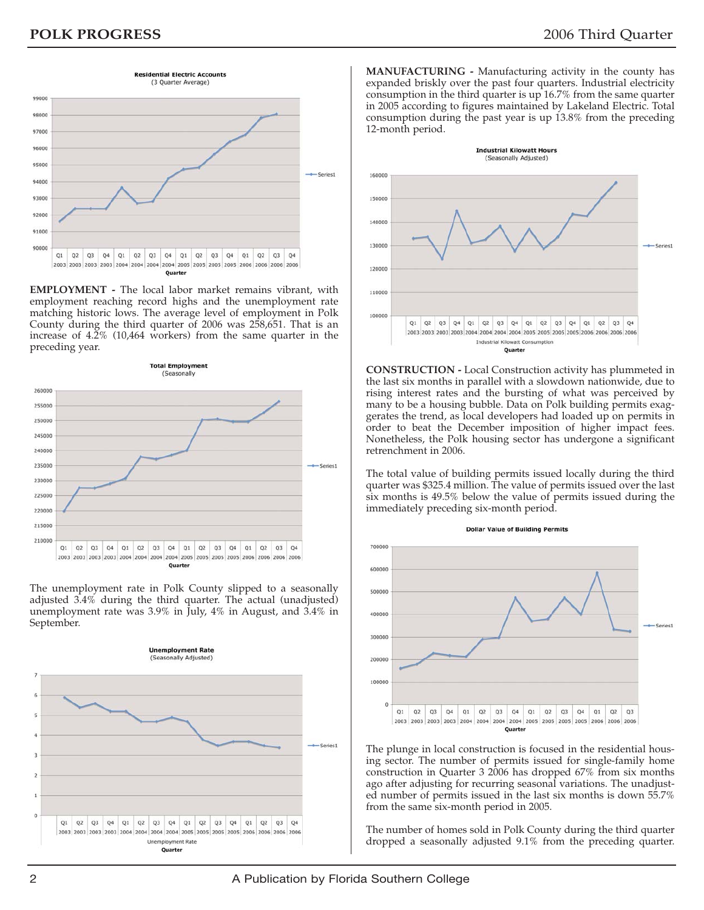Residential Electric Accounts
(3 Quarter Average)

**EMPLOYMENT -** The local labor market remains vibrant, with employment reaching record highs and the unemployment rate matching historic lows. The average level of employment in Polk County during the third quarter of 2006 was 258,651. That is an increase of 4.2% (10,464 workers) from the same quarter in the preceding year.

Total Employment
(Seasonally

The unemployment rate in Polk County slipped to a seasonally adjusted 3.4% during the third quarter. The actual (unadjusted) unemployment rate was 3.9% in July, 4% in August, and 3.4% in September.

Unemployment Rate
(Seasonally Adjusted)

**MANUFACTURING -** Manufacturing activity in the county has expanded briskly over the past four quarters. Industrial electricity consumption in the third quarter is up 16.7% from the same quarter in 2005 according to figures maintained by Lakeland Electric. Total consumption during the past year is up 13.8% from the preceding 12-month period.

Industrial Kilowatt Hours
(Seasonally Adjusted)

**CONSTRUCTION -** Local Construction activity has plummeted in the last six months in parallel with a slowdown nationwide, due to rising interest rates and the bursting of what was perceived by many to be a housing bubble. Data on Polk building permits exaggerates the trend, as local developers had loaded up on permits in order to beat the December imposition of higher impact fees. Nonetheless, the Polk housing sector has undergone a significant retrenchment in 2006.

The total value of building permits issued locally during the third quarter was $325.4 million. The value of permits issued over the last six months is 49.5% below the value of permits issued during the immediately preceding six-month period.

Dollar Value of Building Permits

The plunge in local construction is focused in the residential housing sector. The number of permits issued for single-family home construction in Quarter 3 2006 has dropped 67% from six months ago after adjusting for recurring seasonal variations. The unadjusted number of permits issued in the last six months is down 55.7% from the same six-month period in 2005.

The number of homes sold in Polk County during the third quarter dropped a seasonally adjusted 9.1% from the preceding quarter.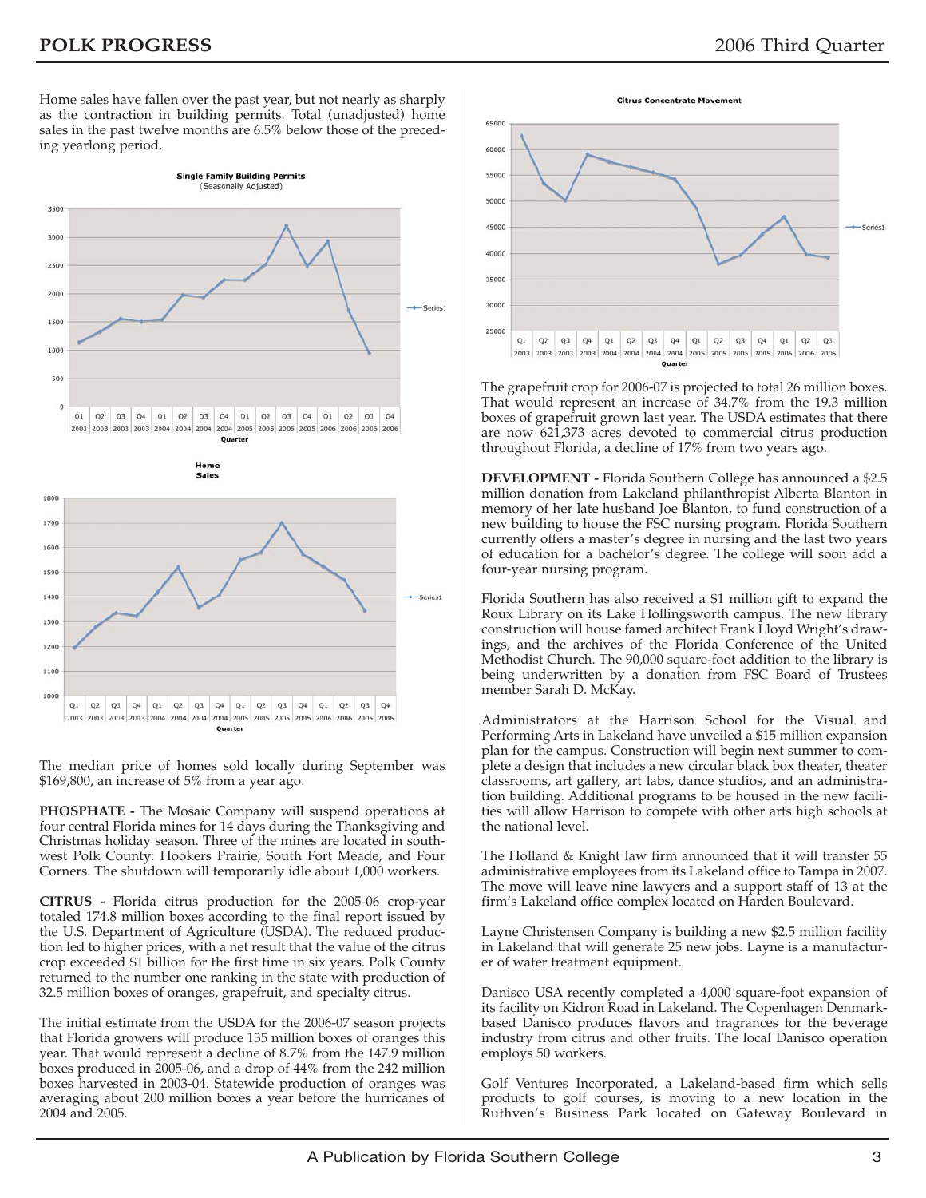Home sales have fallen over the past year, but not nearly as sharply as the contraction in building permits. Total (unadjusted) home sales in the past twelve months are 6.5% below those of the preceding yearlong period.

The median price of homes sold locally during September was $169,800, an increase of 5% from a year ago.

**PHOSPHATE -** The Mosaic Company will suspend operations at four central Florida mines for 14 days during the Thanksgiving and Christmas holiday season. Three of the mines are located in southwest Polk County: Hookers Prairie, South Fort Meade, and Four Corners. The shutdown will temporarily idle about 1,000 workers.

**CITRUS -** Florida citrus production for the 2005-06 crop-year totaled 174.8 million boxes according to the final report issued by the U.S. Department of Agriculture (USDA). The reduced production led to higher prices, with a net result that the value of the citrus crop exceeded $1 billion for the first time in six years. Polk County returned to the number one ranking in the state with production of 32.5 million boxes of oranges, grapefruit, and specialty citrus.

The initial estimate from the USDA for the 2006-07 season projects that Florida growers will produce 135 million boxes of oranges this year. That would represent a decline of 8.7% from the 147.9 million boxes produced in 2005-06, and a drop of 44% from the 242 million boxes harvested in 2003-04. Statewide production of oranges was averaging about 200 million boxes a year before the hurricanes of 2004 and 2005.

The grapefruit crop for 2006-07 is projected to total 26 million boxes. That would represent an increase of 34.7% from the 19.3 million boxes of grapefruit grown last year. The USDA estimates that there are now 621,373 acres devoted to commercial citrus production throughout Florida, a decline of 17% from two years ago.

**DEVELOPMENT -** Florida Southern College has announced a $2.5 million donation from Lakeland philanthropist Alberta Blanton in memory of her late husband Joe Blanton, to fund construction of a new building to house the FSC nursing program. Florida Southern currently offers a master's degree in nursing and the last two years of education for a bachelor's degree. The college will soon add a four-year nursing program.

Florida Southern has also received a $1 million gift to expand the Roux Library on its Lake Hollingsworth campus. The new library construction will house famed architect Frank Lloyd Wright's drawings, and the archives of the Florida Conference of the United Methodist Church. The 90,000 square-foot addition to the library is being underwritten by a donation from FSC Board of Trustees member Sarah D. McKay.

Administrators at the Harrison School for the Visual and Performing Arts in Lakeland have unveiled a $15 million expansion plan for the campus. Construction will begin next summer to complete a design that includes a new circular black box theater, theater classrooms, art gallery, art labs, dance studios, and an administration building. Additional programs to be housed in the new facilities will allow Harrison to compete with other arts high schools at the national level.

The Holland & Knight law firm announced that it will transfer 55 administrative employees from its Lakeland office to Tampa in 2007. The move will leave nine lawyers and a support staff of 13 at the firm's Lakeland office complex located on Harden Boulevard.

Layne Christensen Company is building a new $2.5 million facility in Lakeland that will generate 25 new jobs. Layne is a manufacturer of water treatment equipment.

Danisco USA recently completed a 4,000 square-foot expansion of its facility on Kidron Road in Lakeland. The Copenhagen Denmark-based Danisco produces flavors and fragrances for the beverage industry from citrus and other fruits. The local Danisco operation employs 50 workers.

Golf Ventures Incorporated, a Lakeland-based firm which sells products to golf courses, is moving to a new location in the Ruthven's Business Park located on Gateway Boulevard in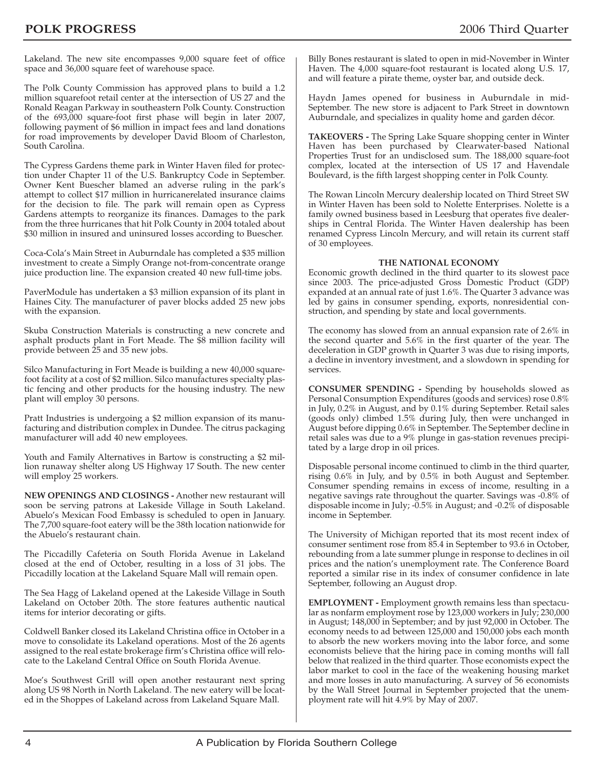Lakeland. The new site encompasses 9,000 square feet of office space and 36,000 square feet of warehouse space.

The Polk County Commission has approved plans to build a 1.2 million squarefoot retail center at the intersection of US 27 and the Ronald Reagan Parkway in southeastern Polk County. Construction of the 693,000 square-foot first phase will begin in later 2007, following payment of $6 million in impact fees and land donations for road improvements by developer David Bloom of Charleston, South Carolina.

The Cypress Gardens theme park in Winter Haven filed for protection under Chapter 11 of the U.S. Bankruptcy Code in September. Owner Kent Buescher blamed an adverse ruling in the park's attempt to collect $17 million in hurricanerelated insurance claims for the decision to file. The park will remain open as Cypress Gardens attempts to reorganize its finances. Damages to the park from the three hurricanes that hit Polk County in 2004 totaled about $30 million in insured and uninsured losses according to Buescher.

Coca-Cola's Main Street in Auburndale has completed a $35 million investment to create a Simply Orange not-from-concentrate orange juice production line. The expansion created 40 new full-time jobs.

PaverModule has undertaken a $3 million expansion of its plant in Haines City. The manufacturer of paver blocks added 25 new jobs with the expansion.

Skuba Construction Materials is constructing a new concrete and asphalt products plant in Fort Meade. The $8 million facility will provide between 25 and 35 new jobs.

Silco Manufacturing in Fort Meade is building a new 40,000 square-foot facility at a cost of $2 million. Silco manufactures specialty plastic fencing and other products for the housing industry. The new plant will employ 30 persons.

Pratt Industries is undergoing a $2 million expansion of its manufacturing and distribution complex in Dundee. The citrus packaging manufacturer will add 40 new employees.

Youth and Family Alternatives in Bartow is constructing a $2 million runaway shelter along US Highway 17 South. The new center will employ 25 workers.

**NEW OPENINGS AND CLOSINGS -** Another new restaurant will soon be serving patrons at Lakeside Village in South Lakeland. Abuelo's Mexican Food Embassy is scheduled to open in January. The 7,700 square-foot eatery will be the 38th location nationwide for the Abuelo's restaurant chain.

The Piccadilly Cafeteria on South Florida Avenue in Lakeland closed at the end of October, resulting in a loss of 31 jobs. The Piccadilly location at the Lakeland Square Mall will remain open.

The Sea Hagg of Lakeland opened at the Lakeside Village in South Lakeland on October 20th. The store features authentic nautical items for interior decorating or gifts.

Coldwell Banker closed its Lakeland Christina office in October in a move to consolidate its Lakeland operations. Most of the 26 agents assigned to the real estate brokerage firm's Christina office will relocate to the Lakeland Central Office on South Florida Avenue.

Moe's Southwest Grill will open another restaurant next spring along US 98 North in North Lakeland. The new eatery will be located in the Shoppes of Lakeland across from Lakeland Square Mall.

Billy Bones restaurant is slated to open in mid-November in Winter Haven. The 4,000 square-foot restaurant is located along U.S. 17, and will feature a pirate theme, oyster bar, and outside deck.

Haydn James opened for business in Auburndale in mid-September. The new store is adjacent to Park Street in downtown Auburndale, and specializes in quality home and garden décor.

**TAKEOVERS -** The Spring Lake Square shopping center in Winter Haven has been purchased by Clearwater-based National Properties Trust for an undisclosed sum. The 188,000 square-foot complex, located at the intersection of US 17 and Havendale Boulevard, is the fifth largest shopping center in Polk County.

The Rowan Lincoln Mercury dealership located on Third Street SW in Winter Haven has been sold to Nolette Enterprises. Nolette is a family owned business based in Leesburg that operates five dealerships in Central Florida. The Winter Haven dealership has been renamed Cypress Lincoln Mercury, and will retain its current staff of 30 employees.

### THE NATIONAL ECONOMY

Economic growth declined in the third quarter to its slowest pace since 2003. The price-adjusted Gross Domestic Product (GDP) expanded at an annual rate of just 1.6%. The Quarter 3 advance was led by gains in consumer spending, exports, nonresidential construction, and spending by state and local governments.

The economy has slowed from an annual expansion rate of 2.6% in the second quarter and 5.6% in the first quarter of the year. The deceleration in GDP growth in Quarter 3 was due to rising imports, a decline in inventory investment, and a slowdown in spending for services.

**CONSUMER SPENDING -** Spending by households slowed as Personal Consumption Expenditures (goods and services) rose 0.8% in July, 0.2% in August, and by 0.1% during September. Retail sales (goods only) climbed 1.5% during July, then were unchanged in August before dipping 0.6% in September. The September decline in retail sales was due to a 9% plunge in gas-station revenues precipitated by a large drop in oil prices.

Disposable personal income continued to climb in the third quarter, rising 0.6% in July, and by 0.5% in both August and September. Consumer spending remains in excess of income, resulting in a negative savings rate throughout the quarter. Savings was -0.8% of disposable income in July; -0.5% in August; and -0.2% of disposable income in September.

The University of Michigan reported that its most recent index of consumer sentiment rose from 85.4 in September to 93.6 in October, rebounding from a late summer plunge in response to declines in oil prices and the nation's unemployment rate. The Conference Board reported a similar rise in its index of consumer confidence in late September, following an August drop.

**EMPLOYMENT -** Employment growth remains less than spectacular as nonfarm employment rose by 123,000 workers in July; 230,000 in August; 148,000 in September; and by just 92,000 in October. The economy needs to ad between 125,000 and 150,000 jobs each month to absorb the new workers moving into the labor force, and some economists believe that the hiring pace in coming months will fall below that realized in the third quarter. Those economists expect the labor market to cool in the face of the weakening housing market and more losses in auto manufacturing. A survey of 56 economists by the Wall Street Journal in September projected that the unemployment rate will hit 4.9% by May of 2007.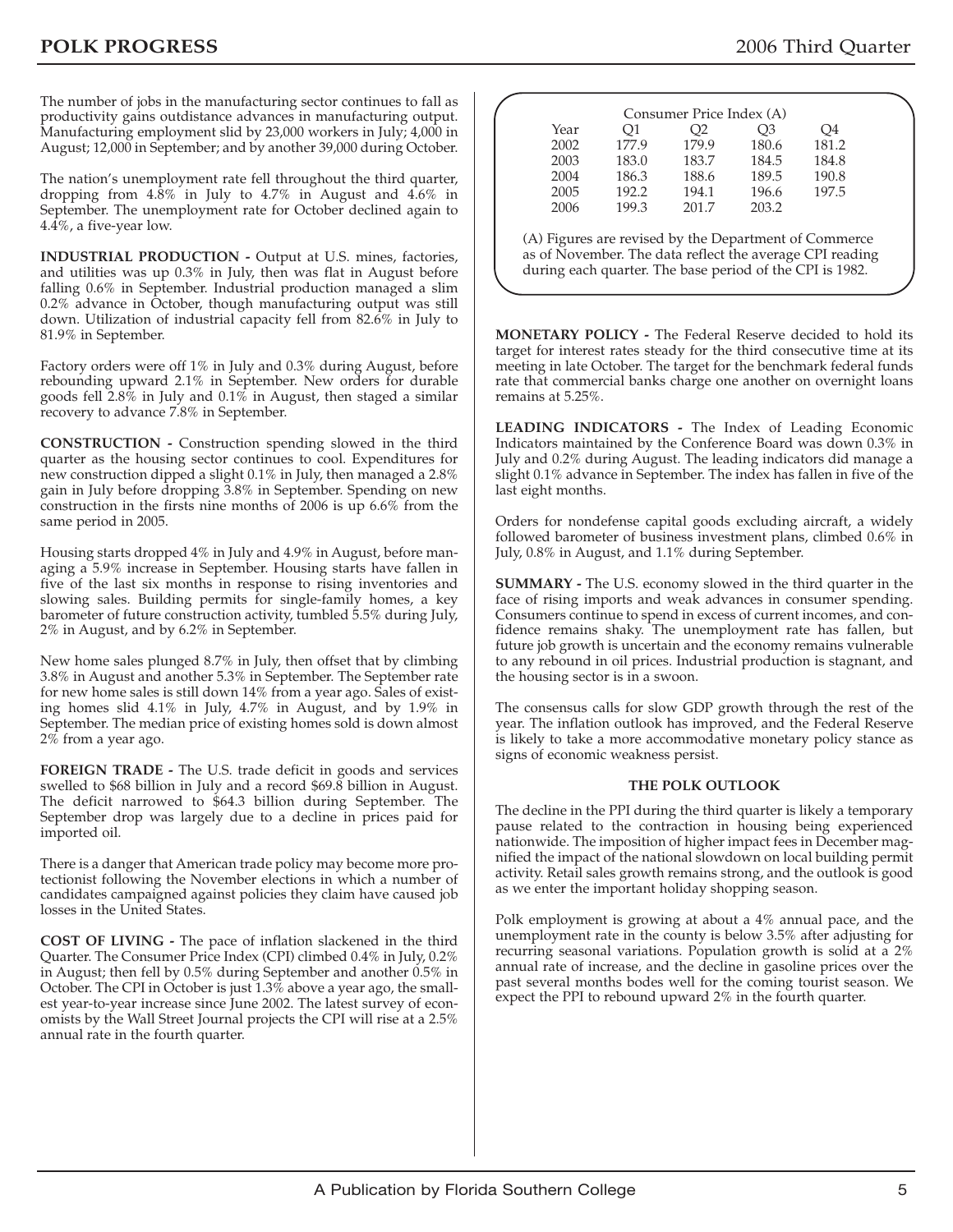The number of jobs in the manufacturing sector continues to fall as productivity gains outdistance advances in manufacturing output. Manufacturing employment slid by 23,000 workers in July; 4,000 in August; 12,000 in September; and by another 39,000 during October.

The nation's unemployment rate fell throughout the third quarter, dropping from 4.8% in July to 4.7% in August and 4.6% in September. The unemployment rate for October declined again to 4.4%, a five-year low.

**INDUSTRIAL PRODUCTION -** Output at U.S. mines, factories, and utilities was up 0.3% in July, then was flat in August before falling 0.6% in September. Industrial production managed a slim 0.2% advance in October, though manufacturing output was still down. Utilization of industrial capacity fell from 82.6% in July to 81.9% in September.

Factory orders were off 1% in July and 0.3% during August, before rebounding upward 2.1% in September. New orders for durable goods fell 2.8% in July and 0.1% in August, then staged a similar recovery to advance 7.8% in September.

**CONSTRUCTION -** Construction spending slowed in the third quarter as the housing sector continues to cool. Expenditures for new construction dipped a slight 0.1% in July, then managed a 2.8% gain in July before dropping 3.8% in September. Spending on new construction in the firsts nine months of 2006 is up 6.6% from the same period in 2005.

Housing starts dropped 4% in July and 4.9% in August, before managing a 5.9% increase in September. Housing starts have fallen in five of the last six months in response to rising inventories and slowing sales. Building permits for single-family homes, a key barometer of future construction activity, tumbled 5.5% during July, 2% in August, and by 6.2% in September.

New home sales plunged 8.7% in July, then offset that by climbing 3.8% in August and another 5.3% in September. The September rate for new home sales is still down 14% from a year ago. Sales of existing homes slid 4.1% in July, 4.7% in August, and by 1.9% in September. The median price of existing homes sold is down almost 2% from a year ago.

**FOREIGN TRADE -** The U.S. trade deficit in goods and services swelled to $68 billion in July and a record $69.8 billion in August. The deficit narrowed to $64.3 billion during September. The September drop was largely due to a decline in prices paid for imported oil.

There is a danger that American trade policy may become more protectionist following the November elections in which a number of candidates campaigned against policies they claim have caused job losses in the United States.

**COST OF LIVING -** The pace of inflation slackened in the third Quarter. The Consumer Price Index (CPI) climbed 0.4% in July, 0.2% in August; then fell by 0.5% during September and another 0.5% in October. The CPI in October is just 1.3% above a year ago, the smallest year-to-year increase since June 2002. The latest survey of economists by the Wall Street Journal projects the CPI will rise at a 2.5% annual rate in the fourth quarter.

Consumer Price Index (A)

| Year | Q1 | Q2 | Q3 | Q4 |
|---|---|---|---|---|
| 2002 | 177.9 | 179.9 | 180.6 | 181.2 |
| 2003 | 183.0 | 183.7 | 184.5 | 184.8 |
| 2004 | 186.3 | 188.6 | 189.5 | 190.8 |
| 2005 | 192.2 | 194.1 | 196.6 | 197.5 |
| 2006 | 199.3 | 201.7 | 203.2 | |

(A) Figures are revised by the Department of Commerce as of November. The data reflect the average CPI reading during each quarter. The base period of the CPI is 1982.

**MONETARY POLICY -** The Federal Reserve decided to hold its target for interest rates steady for the third consecutive time at its meeting in late October. The target for the benchmark federal funds rate that commercial banks charge one another on overnight loans remains at 5.25%.

**LEADING INDICATORS -** The Index of Leading Economic Indicators maintained by the Conference Board was down 0.3% in July and 0.2% during August. The leading indicators did manage a slight 0.1% advance in September. The index has fallen in five of the last eight months.

Orders for nondefense capital goods excluding aircraft, a widely followed barometer of business investment plans, climbed 0.6% in July, 0.8% in August, and 1.1% during September.

**SUMMARY -** The U.S. economy slowed in the third quarter in the face of rising imports and weak advances in consumer spending. Consumers continue to spend in excess of current incomes, and confidence remains shaky. The unemployment rate has fallen, but future job growth is uncertain and the economy remains vulnerable to any rebound in oil prices. Industrial production is stagnant, and the housing sector is in a swoon.

The consensus calls for slow GDP growth through the rest of the year. The inflation outlook has improved, and the Federal Reserve is likely to take a more accommodative monetary policy stance as signs of economic weakness persist.

## THE POLK OUTLOOK

The decline in the PPI during the third quarter is likely a temporary pause related to the contraction in housing being experienced nationwide. The imposition of higher impact fees in December magnified the impact of the national slowdown on local building permit activity. Retail sales growth remains strong, and the outlook is good as we enter the important holiday shopping season.

Polk employment is growing at about a 4% annual pace, and the unemployment rate in the county is below 3.5% after adjusting for recurring seasonal variations. Population growth is solid at a 2% annual rate of increase, and the decline in gasoline prices over the past several months bodes well for the coming tourist season. We expect the PPI to rebound upward 2% in the fourth quarter.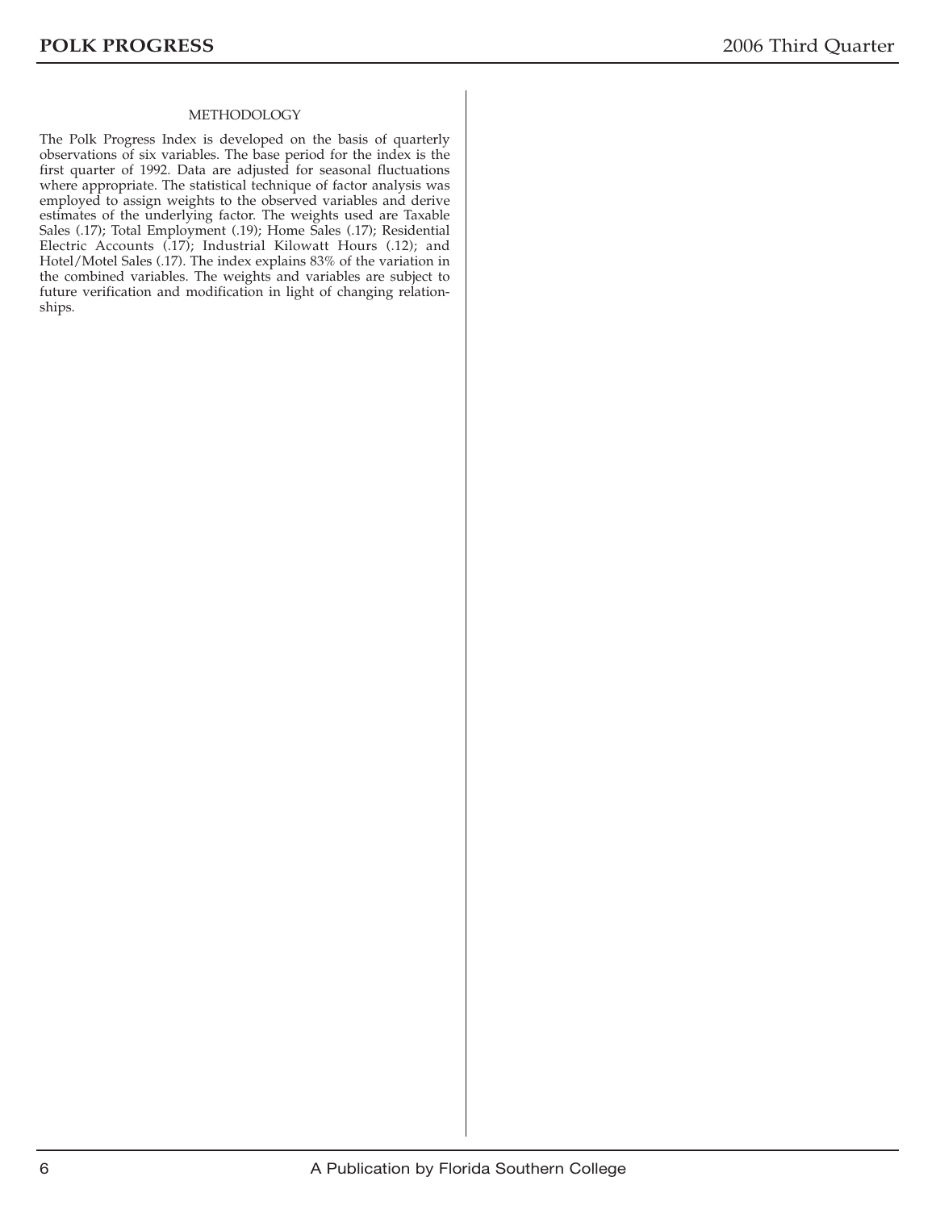## METHODOLOGY

The Polk Progress Index is developed on the basis of quarterly observations of six variables. The base period for the index is the first quarter of 1992. Data are adjusted for seasonal fluctuations where appropriate. The statistical technique of factor analysis was employed to assign weights to the observed variables and derive estimates of the underlying factor. The weights used are Taxable Sales (.17); Total Employment (.19); Home Sales (.17); Residential Electric Accounts (.17); Industrial Kilowatt Hours (.12); and Hotel/Motel Sales (.17). The index explains 83% of the variation in the combined variables. The weights and variables are subject to future verification and modification in light of changing relationships.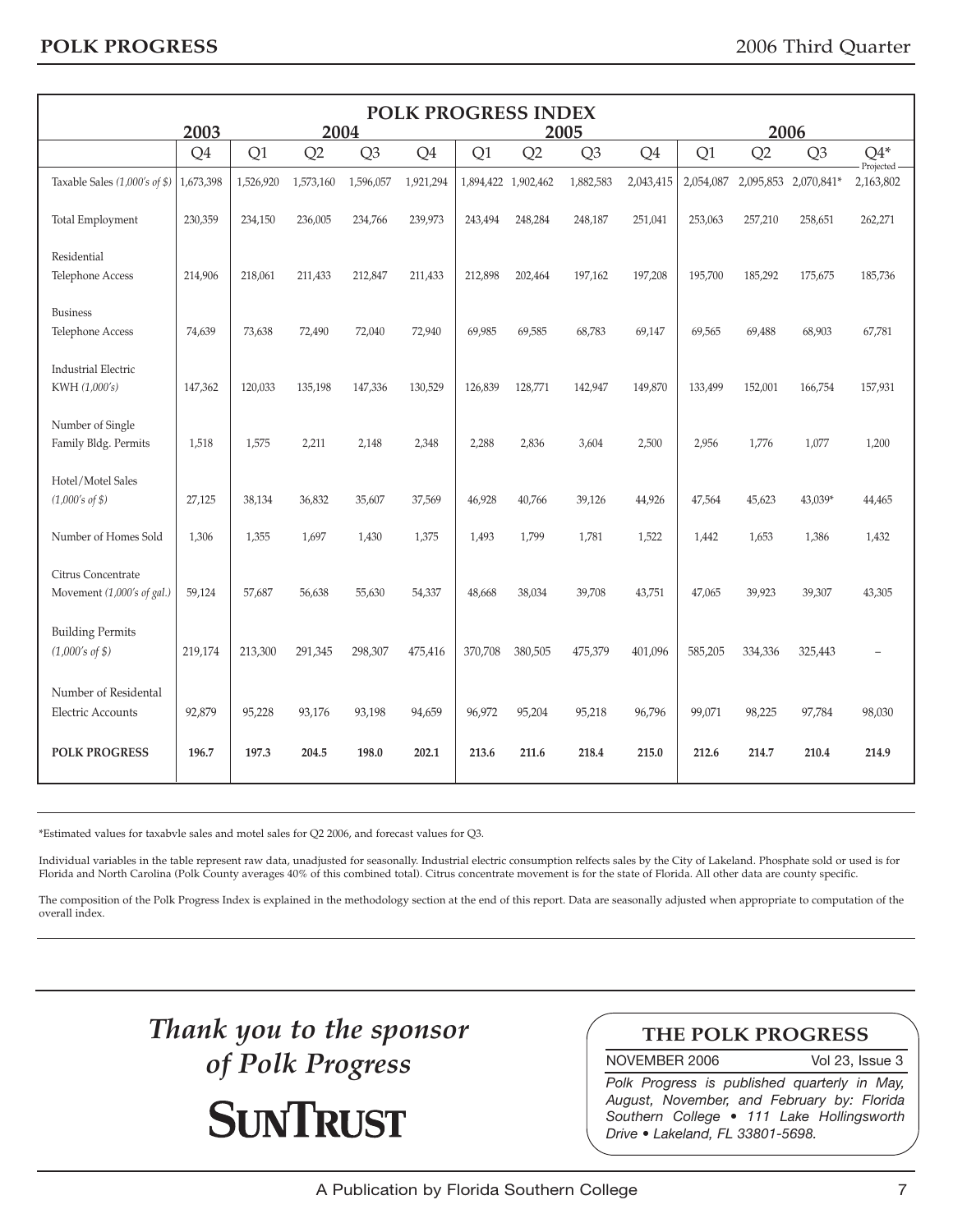## POLK PROGRESS INDEX

| | 2003 | 2004 | | | | 2005 | | | | 2006 | | | |
|---|---|---|---|---|---|---|---|---|---|---|---|---|---|
| | Q4 | Q1 | Q2 | Q3 | Q4 | Q1 | Q2 | Q3 | Q4 | Q1 | Q2 | Q3 | Q4* Projected |
| Taxable Sales *(1,000's of $)* | 1,673,398 | 1,526,920 | 1,573,160 | 1,596,057 | 1,921,294 | 1,894,422 | 1,902,462 | 1,882,583 | 2,043,415 | 2,054,087 | 2,095,853 | 2,070,841* | 2,163,802 |
| Total Employment | 230,359 | 234,150 | 236,005 | 234,766 | 239,973 | 243,494 | 248,284 | 248,187 | 251,041 | 253,063 | 257,210 | 258,651 | 262,271 |
| Residential Telephone Access | 214,906 | 218,061 | 211,433 | 212,847 | 211,433 | 212,898 | 202,464 | 197,162 | 197,208 | 195,700 | 185,292 | 175,675 | 185,736 |
| Business Telephone Access | 74,639 | 73,638 | 72,490 | 72,040 | 72,940 | 69,985 | 69,585 | 68,783 | 69,147 | 69,565 | 69,488 | 68,903 | 67,781 |
| Industrial Electric KWH *(1,000's)* | 147,362 | 120,033 | 135,198 | 147,336 | 130,529 | 126,839 | 128,771 | 142,947 | 149,870 | 133,499 | 152,001 | 166,754 | 157,931 |
| Number of Single Family Bldg. Permits | 1,518 | 1,575 | 2,211 | 2,148 | 2,348 | 2,288 | 2,836 | 3,604 | 2,500 | 2,956 | 1,776 | 1,077 | 1,200 |
| Hotel/Motel Sales *(1,000's of $)* | 27,125 | 38,134 | 36,832 | 35,607 | 37,569 | 46,928 | 40,766 | 39,126 | 44,926 | 47,564 | 45,623 | 43,039* | 44,465 |
| Number of Homes Sold | 1,306 | 1,355 | 1,697 | 1,430 | 1,375 | 1,493 | 1,799 | 1,781 | 1,522 | 1,442 | 1,653 | 1,386 | 1,432 |
| Citrus Concentrate Movement *(1,000's of gal.)* | 59,124 | 57,687 | 56,638 | 55,630 | 54,337 | 48,668 | 38,034 | 39,708 | 43,751 | 47,065 | 39,923 | 39,307 | 43,305 |
| Building Permits *(1,000's of $)* | 219,174 | 213,300 | 291,345 | 298,307 | 475,416 | 370,708 | 380,505 | 475,379 | 401,096 | 585,205 | 334,336 | 325,443 | – |
| Number of Residental Electric Accounts | 92,879 | 95,228 | 93,176 | 93,198 | 94,659 | 96,972 | 95,204 | 95,218 | 96,796 | 99,071 | 98,225 | 97,784 | 98,030 |
| **POLK PROGRESS** | **196.7** | **197.3** | **204.5** | **198.0** | **202.1** | **213.6** | **211.6** | **218.4** | **215.0** | **212.6** | **214.7** | **210.4** | **214.9** |

*Estimated values for taxabvle sales and motel sales for Q2 2006, and forecast values for Q3.

Individual variables in the table represent raw data, unadjusted for seasonally. Industrial electric consumption relfects sales by the City of Lakeland. Phosphate sold or used is for Florida and North Carolina (Polk County averages 40% of this combined total). Citrus concentrate movement is for the state of Florida. All other data are county specific.

The composition of the Polk Progress Index is explained in the methodology section at the end of this report. Data are seasonally adjusted when appropriate to computation of the overall index.

*Thank you to the sponsor of Polk Progress*

**SUNTRUST**

### THE POLK PROGRESS

NOVEMBER 2006 Vol 23, Issue 3

*Polk Progress is published quarterly in May, August, November, and February by: Florida Southern College • 111 Lake Hollingsworth Drive • Lakeland, FL 33801-5698.*

A Publication by Florida Southern College